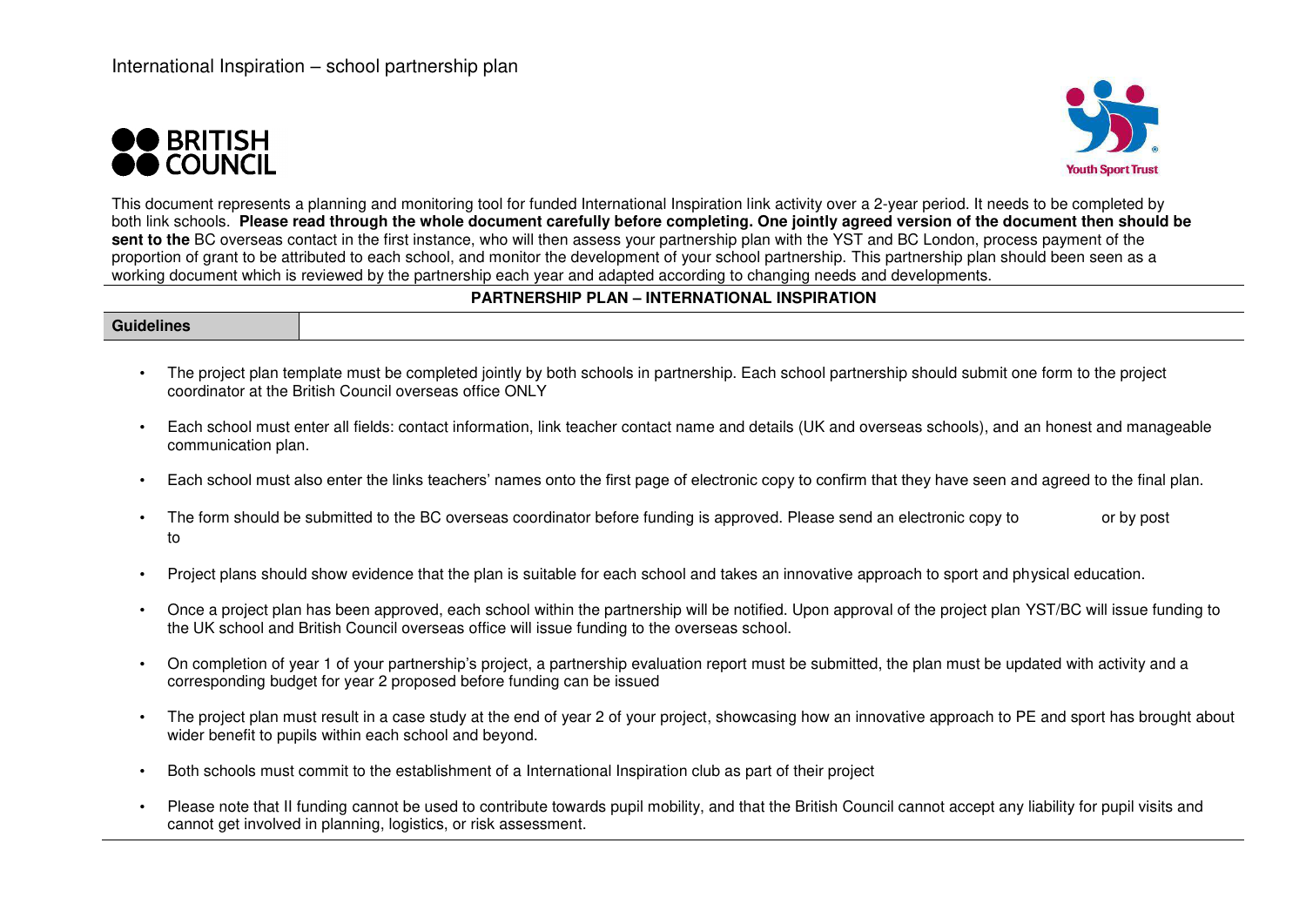International Inspiration – school partnership plan

BRITISH COUNCIL

Youth Sport Trust

This document represents a planning and monitoring tool for funded International Inspiration link activity over a 2-year period. It needs to be completed by both link schools. **Please read through the whole document carefully before completing. One jointly agreed version of the document then should be sent to the** BC overseas contact in the first instance, who will then assess your partnership plan with the YST and BC London, process payment of the proportion of grant to be attributed to each school, and monitor the development of your school partnership. This partnership plan should been seen as a working document which is reviewed by the partnership each year and adapted according to changing needs and developments.

**PARTNERSHIP PLAN – INTERNATIONAL INSPIRATION**

| **Guidelines** | |
|---|---|

- The project plan template must be completed jointly by both schools in partnership. Each school partnership should submit one form to the project coordinator at the British Council overseas office ONLY
- Each school must enter all fields: contact information, link teacher contact name and details (UK and overseas schools), and an honest and manageable communication plan.
- Each school must also enter the links teachers' names onto the first page of electronic copy to confirm that they have seen and agreed to the final plan.
- The form should be submitted to the BC overseas coordinator before funding is approved. Please send an electronic copy to or by post to
- Project plans should show evidence that the plan is suitable for each school and takes an innovative approach to sport and physical education.
- Once a project plan has been approved, each school within the partnership will be notified. Upon approval of the project plan YST/BC will issue funding to the UK school and British Council overseas office will issue funding to the overseas school.
- On completion of year 1 of your partnership's project, a partnership evaluation report must be submitted, the plan must be updated with activity and a corresponding budget for year 2 proposed before funding can be issued
- The project plan must result in a case study at the end of year 2 of your project, showcasing how an innovative approach to PE and sport has brought about wider benefit to pupils within each school and beyond.
- Both schools must commit to the establishment of a International Inspiration club as part of their project
- Please note that II funding cannot be used to contribute towards pupil mobility, and that the British Council cannot accept any liability for pupil visits and cannot get involved in planning, logistics, or risk assessment.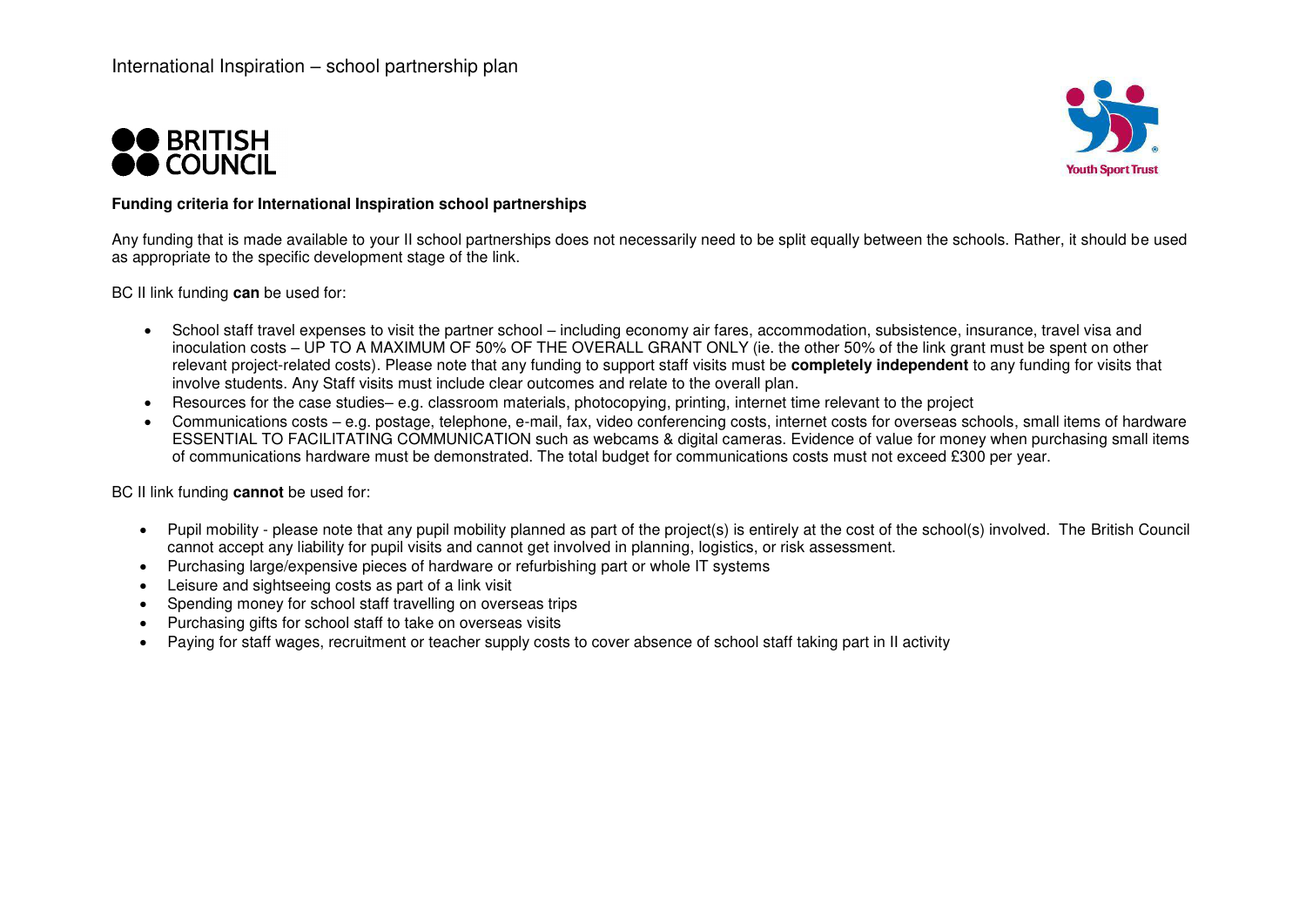**Funding criteria for International Inspiration school partnerships**

Any funding that is made available to your II school partnerships does not necessarily need to be split equally between the schools. Rather, it should be used as appropriate to the specific development stage of the link.

BC II link funding **can** be used for:

- School staff travel expenses to visit the partner school – including economy air fares, accommodation, subsistence, insurance, travel visa and inoculation costs – UP TO A MAXIMUM OF 50% OF THE OVERALL GRANT ONLY (ie. the other 50% of the link grant must be spent on other relevant project-related costs). Please note that any funding to support staff visits must be **completely independent** to any funding for visits that involve students. Any Staff visits must include clear outcomes and relate to the overall plan.
- Resources for the case studies– e.g. classroom materials, photocopying, printing, internet time relevant to the project
- Communications costs – e.g. postage, telephone, e-mail, fax, video conferencing costs, internet costs for overseas schools, small items of hardware ESSENTIAL TO FACILITATING COMMUNICATION such as webcams & digital cameras. Evidence of value for money when purchasing small items of communications hardware must be demonstrated. The total budget for communications costs must not exceed £300 per year.

BC II link funding **cannot** be used for:

- Pupil mobility - please note that any pupil mobility planned as part of the project(s) is entirely at the cost of the school(s) involved. The British Council cannot accept any liability for pupil visits and cannot get involved in planning, logistics, or risk assessment.
- Purchasing large/expensive pieces of hardware or refurbishing part or whole IT systems
- Leisure and sightseeing costs as part of a link visit
- Spending money for school staff travelling on overseas trips
- Purchasing gifts for school staff to take on overseas visits
- Paying for staff wages, recruitment or teacher supply costs to cover absence of school staff taking part in II activity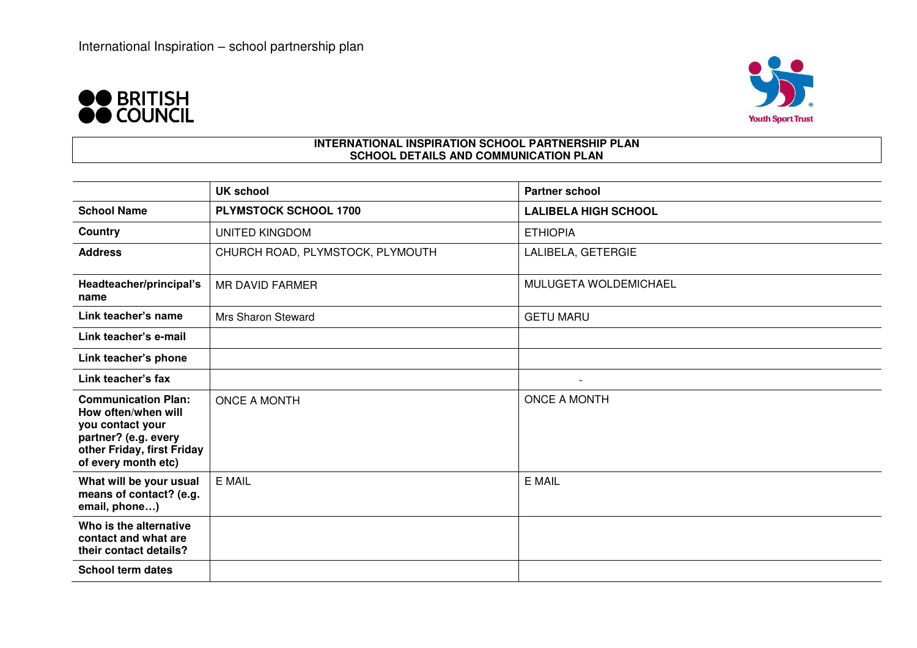International Inspiration – school partnership plan

BRITISH COUNCIL

Youth Sport Trust

**INTERNATIONAL INSPIRATION SCHOOL PARTNERSHIP PLAN**
**SCHOOL DETAILS AND COMMUNICATION PLAN**

| | UK school | Partner school |
|---|---|---|
| **School Name** | **PLYMSTOCK SCHOOL 1700** | **LALIBELA HIGH SCHOOL** |
| **Country** | UNITED KINGDOM | ETHIOPIA |
| **Address** | CHURCH ROAD, PLYMSTOCK, PLYMOUTH | LALIBELA, GETERGIE |
| **Headteacher/principal's name** | MR DAVID FARMER | MULUGETA WOLDEMICHAEL |
| **Link teacher's name** | Mrs Sharon Steward | GETU MARU |
| **Link teacher's e-mail** | | |
| **Link teacher's phone** | | |
| **Link teacher's fax** | | - |
| **Communication Plan: How often/when will you contact your partner? (e.g. every other Friday, first Friday of every month etc)** | ONCE A MONTH | ONCE A MONTH |
| **What will be your usual means of contact? (e.g. email, phone…)** | E MAIL | E MAIL |
| **Who is the alternative contact and what are their contact details?** | | |
| **School term dates** | | |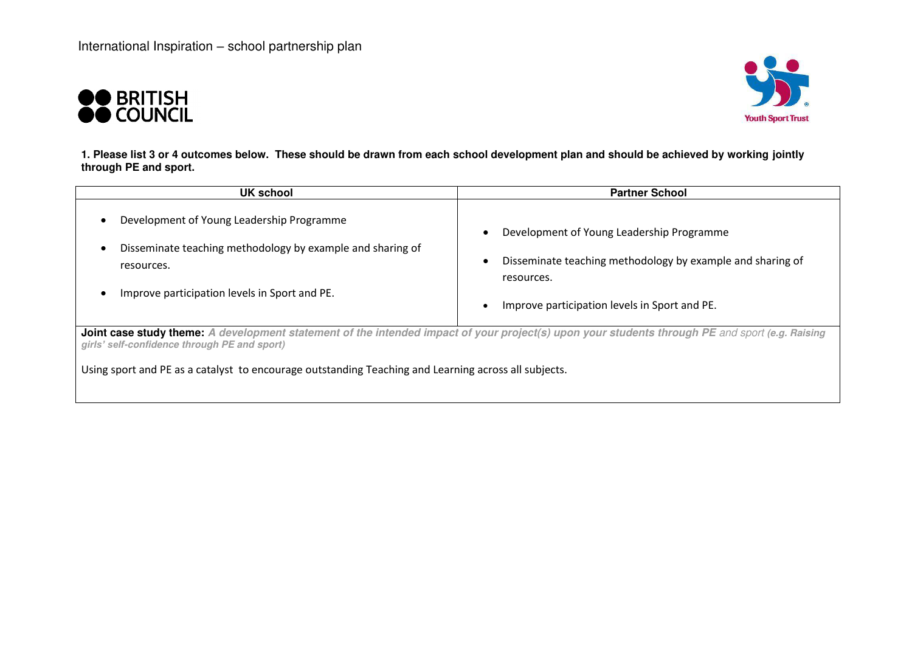International Inspiration – school partnership plan

BRITISH COUNCIL

Youth Sport Trust

**1. Please list 3 or 4 outcomes below. These should be drawn from each school development plan and should be achieved by working jointly through PE and sport.**

| UK school | Partner School |
|---|---|
| • Development of Young Leadership Programme<br>• Disseminate teaching methodology by example and sharing of resources.<br>• Improve participation levels in Sport and PE. | • Development of Young Leadership Programme<br>• Disseminate teaching methodology by example and sharing of resources.<br>• Improve participation levels in Sport and PE. |

**Joint case study theme:** ***A development statement of the intended impact of your project(s) upon your students through PE*** *and sport* ***(e.g. Raising girls' self-confidence through PE and sport)***

Using sport and PE as a catalyst to encourage outstanding Teaching and Learning across all subjects.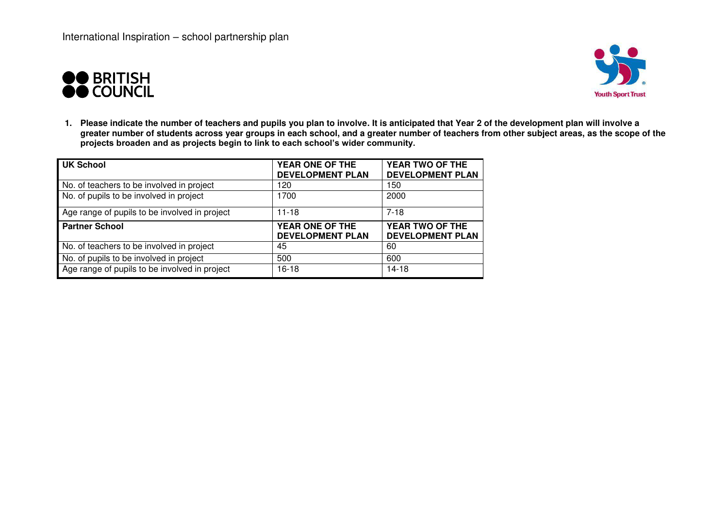International Inspiration – school partnership plan

BRITISH COUNCIL

Youth Sport Trust

1. **Please indicate the number of teachers and pupils you plan to involve. It is anticipated that Year 2 of the development plan will involve a greater number of students across year groups in each school, and a greater number of teachers from other subject areas, as the scope of the projects broaden and as projects begin to link to each school's wider community.**

| **UK School** | **YEAR ONE OF THE DEVELOPMENT PLAN** | **YEAR TWO OF THE DEVELOPMENT PLAN** |
|---|---|---|
| No. of teachers to be involved in project | 120 | 150 |
| No. of pupils to be involved in project | 1700 | 2000 |
| Age range of pupils to be involved in project | 11-18 | 7-18 |
| **Partner School** | **YEAR ONE OF THE DEVELOPMENT PLAN** | **YEAR TWO OF THE DEVELOPMENT PLAN** |
| No. of teachers to be involved in project | 45 | 60 |
| No. of pupils to be involved in project | 500 | 600 |
| Age range of pupils to be involved in project | 16-18 | 14-18 |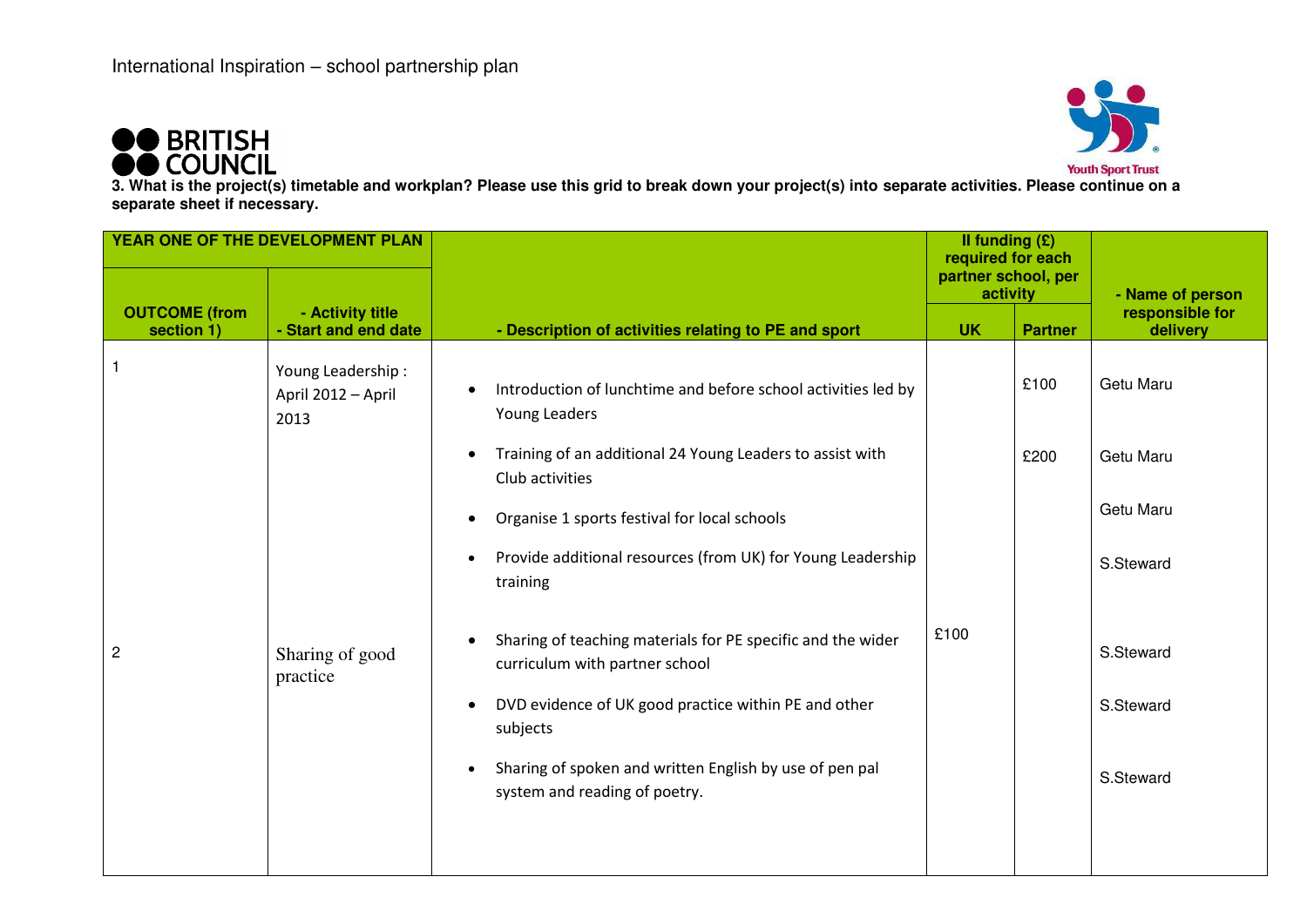International Inspiration – school partnership plan

BRITISH COUNCIL

Youth Sport Trust

**3. What is the project(s) timetable and workplan? Please use this grid to break down your project(s) into separate activities. Please continue on a separate sheet if necessary.**

| YEAR ONE OF THE DEVELOPMENT PLAN | | | II funding (£) required for each partner school, per activity | | |
|---|---|---|---|---|---|
| **OUTCOME (from section 1)** | **- Activity title - Start and end date** | **- Description of activities relating to PE and sport** | **UK** | **Partner** | **- Name of person responsible for delivery** |
| 1 | Young Leadership : April 2012 – April 2013 | • Introduction of lunchtime and before school activities led by Young Leaders | | £100 | Getu Maru |
| | | • Training of an additional 24 Young Leaders to assist with Club activities | | £200 | Getu Maru |
| | | • Organise 1 sports festival for local schools | | | Getu Maru |
| | | • Provide additional resources (from UK) for Young Leadership training | | | S.Steward |
| 2 | Sharing of good practice | • Sharing of teaching materials for PE specific and the wider curriculum with partner school | £100 | | S.Steward |
| | | • DVD evidence of UK good practice within PE and other subjects | | | S.Steward |
| | | • Sharing of spoken and written English by use of pen pal system and reading of poetry. | | | S.Steward |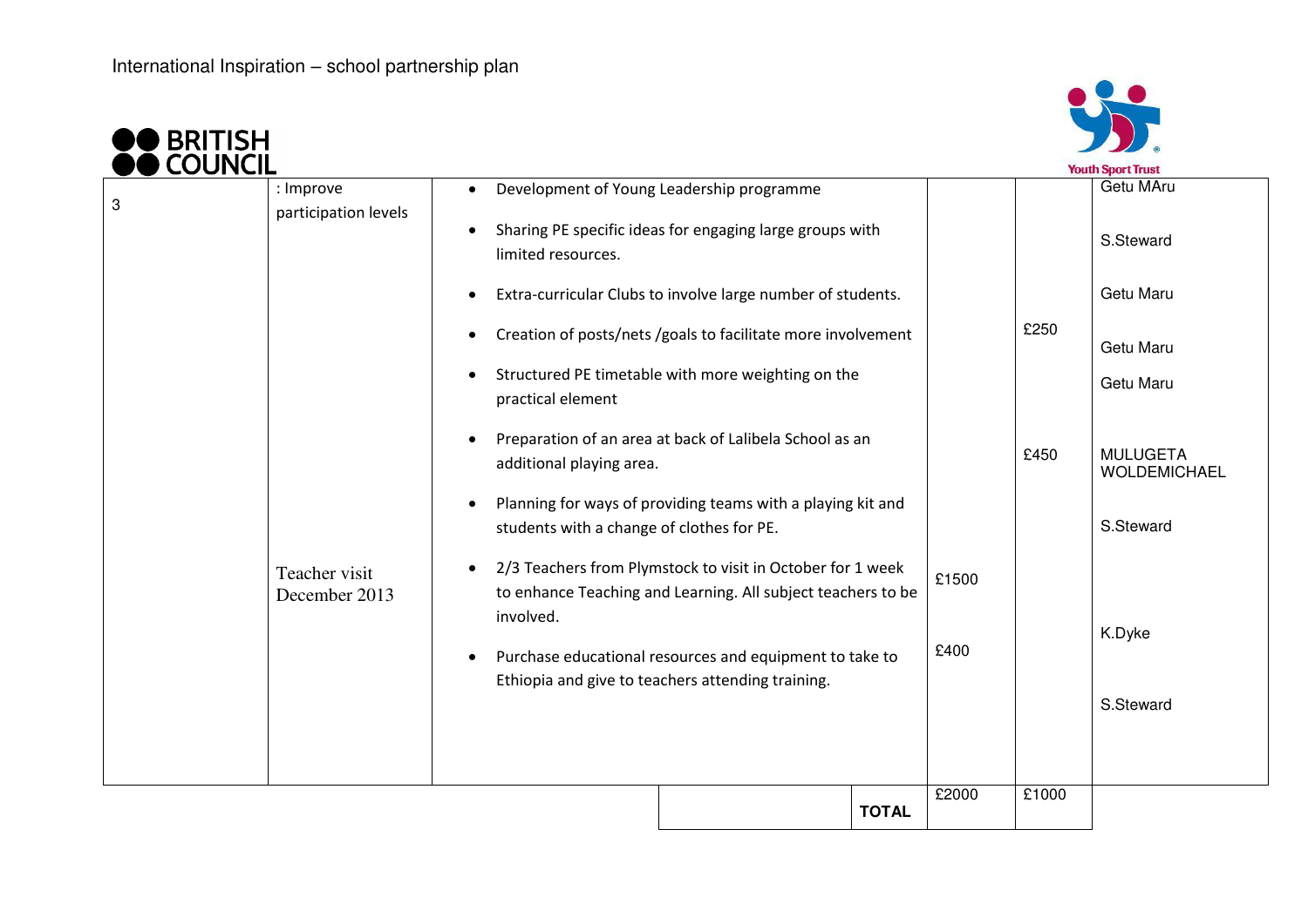International Inspiration – school partnership plan

BRITISH COUNCIL

Youth Sport Trust

| | | | | | |
|---|---|---|---|---|---|
| 3 | : Improve participation levels | • Development of Young Leadership programme<br>• Sharing PE specific ideas for engaging large groups with limited resources.<br>• Extra-curricular Clubs to involve large number of students.<br>• Creation of posts/nets /goals to facilitate more involvement<br>• Structured PE timetable with more weighting on the practical element<br>• Preparation of an area at back of Lalibela School as an additional playing area.<br>• Planning for ways of providing teams with a playing kit and students with a change of clothes for PE. | | £250<br><br>£450 | Getu MAru<br>S.Steward<br>Getu Maru<br>Getu Maru<br>Getu Maru<br>MULUGETA WOLDEMICHAEL<br>S.Steward |
| | Teacher visit December 2013 | • 2/3 Teachers from Plymstock to visit in October for 1 week to enhance Teaching and Learning. All subject teachers to be involved.<br>• Purchase educational resources and equipment to take to Ethiopia and give to teachers attending training. | £1500<br><br>£400 | | K.Dyke<br>S.Steward |
| | | **TOTAL** | £2000 | £1000 | |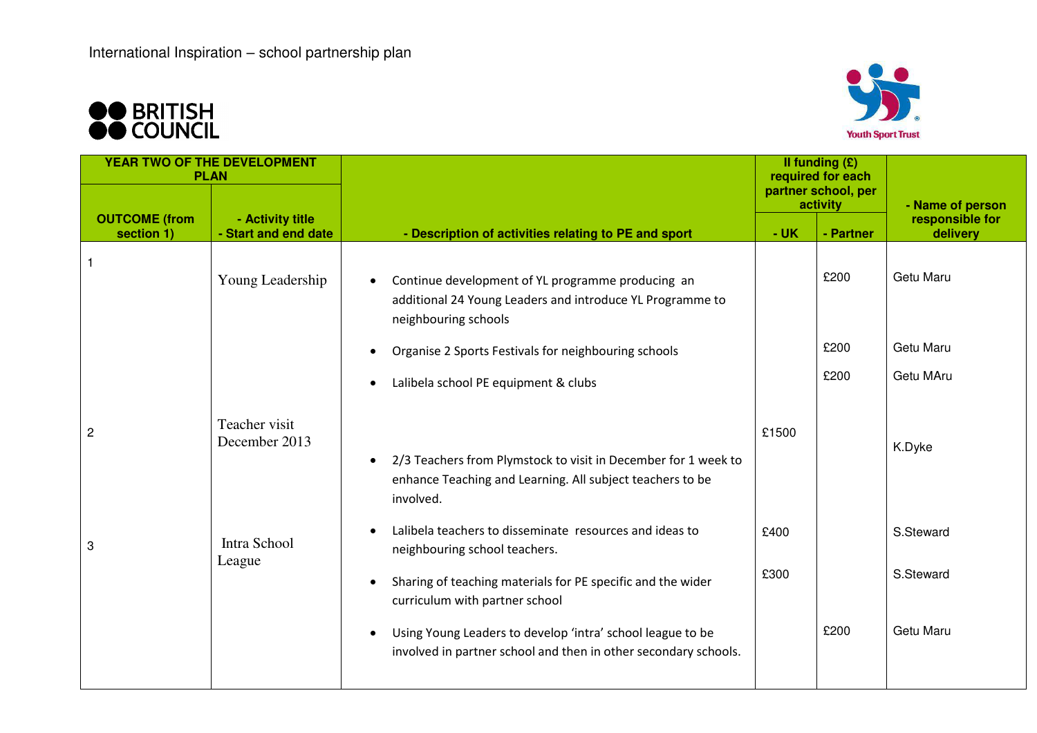International Inspiration – school partnership plan

BRITISH COUNCIL

Youth Sport Trust

| YEAR TWO OF THE DEVELOPMENT PLAN | | | II funding (£) required for each partner school, per activity | | |
|---|---|---|---|---|---|
| **OUTCOME (from section 1)** | **- Activity title - Start and end date** | **- Description of activities relating to PE and sport** | **- UK** | **- Partner** | **- Name of person responsible for delivery** |
| 1 | Young Leadership | • Continue development of YL programme producing an additional 24 Young Leaders and introduce YL Programme to neighbouring schools | | £200 | Getu Maru |
| | | • Organise 2 Sports Festivals for neighbouring schools | | £200 | Getu Maru |
| | | • Lalibela school PE equipment & clubs | | £200 | Getu MAru |
| 2 | Teacher visit December 2013 | • 2/3 Teachers from Plymstock to visit in December for 1 week to enhance Teaching and Learning. All subject teachers to be involved. | £1500 | | K.Dyke |
| 3 | Intra School League | • Lalibela teachers to disseminate resources and ideas to neighbouring school teachers. | £400 | | S.Steward |
| | | • Sharing of teaching materials for PE specific and the wider curriculum with partner school | £300 | | S.Steward |
| | | • Using Young Leaders to develop 'intra' school league to be involved in partner school and then in other secondary schools. | | £200 | Getu Maru |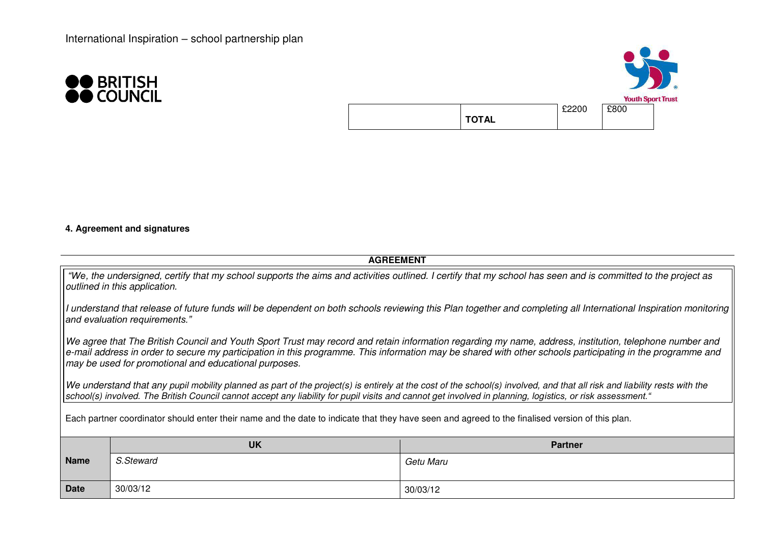International Inspiration – school partnership plan

BRITISH COUNCIL

Youth Sport Trust

|  | **TOTAL** | £2200 | £800 |
|---|---|---|---|

**4. Agreement and signatures**

**AGREEMENT**

*"We, the undersigned, certify that my school supports the aims and activities outlined. I certify that my school has seen and is committed to the project as outlined in this application.*

*I understand that release of future funds will be dependent on both schools reviewing this Plan together and completing all International Inspiration monitoring and evaluation requirements."*

*We agree that The British Council and Youth Sport Trust may record and retain information regarding my name, address, institution, telephone number and e-mail address in order to secure my participation in this programme. This information may be shared with other schools participating in the programme and may be used for promotional and educational purposes.*

*We understand that any pupil mobility planned as part of the project(s) is entirely at the cost of the school(s) involved, and that all risk and liability rests with the school(s) involved. The British Council cannot accept any liability for pupil visits and cannot get involved in planning, logistics, or risk assessment."*

Each partner coordinator should enter their name and the date to indicate that they have seen and agreed to the finalised version of this plan.

|  | **UK** | **Partner** |
|---|---|---|
| **Name** | *S.Steward* | *Getu Maru* |
| **Date** | 30/03/12 | 30/03/12 |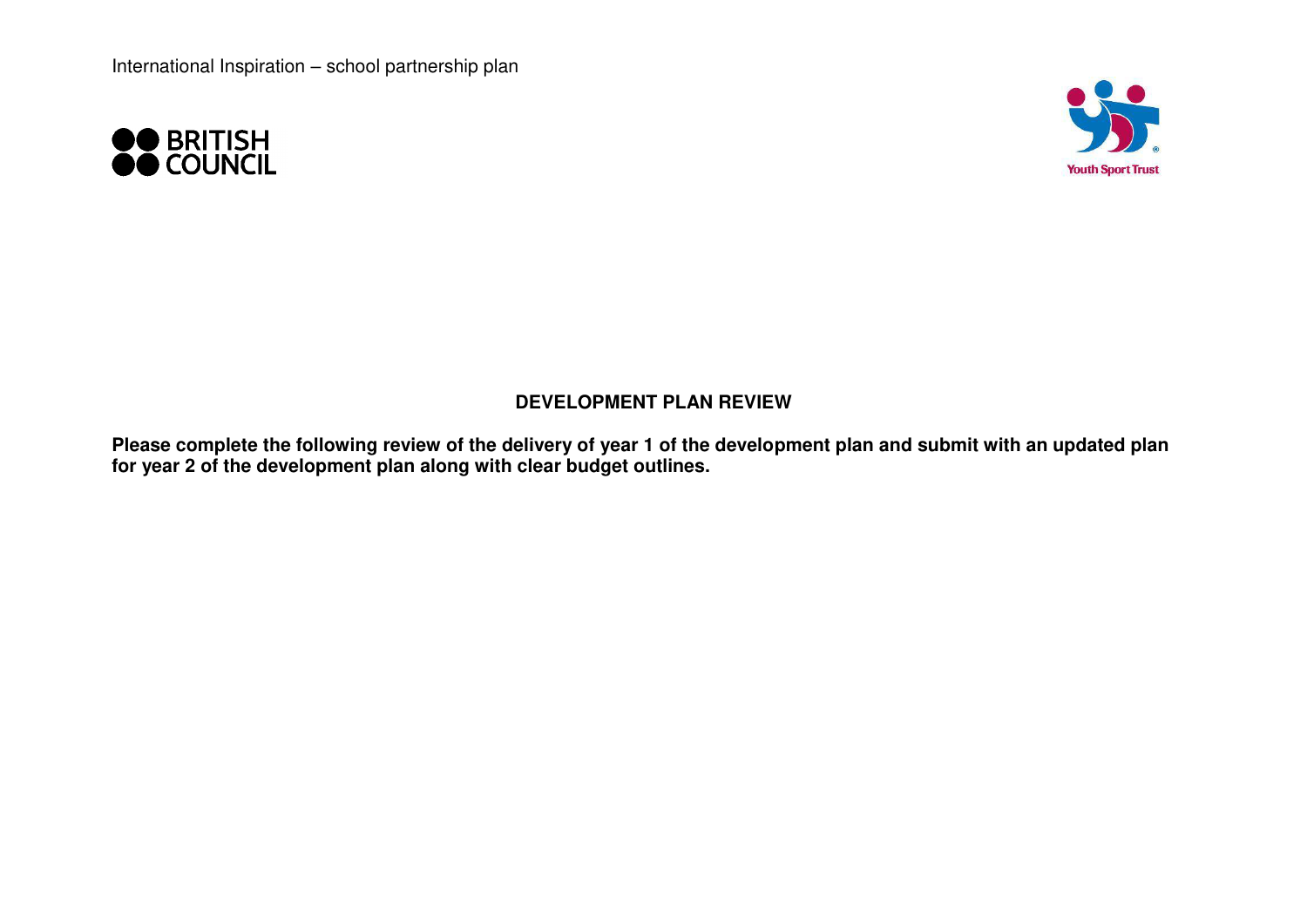## DEVELOPMENT PLAN REVIEW

**Please complete the following review of the delivery of year 1 of the development plan and submit with an updated plan for year 2 of the development plan along with clear budget outlines.**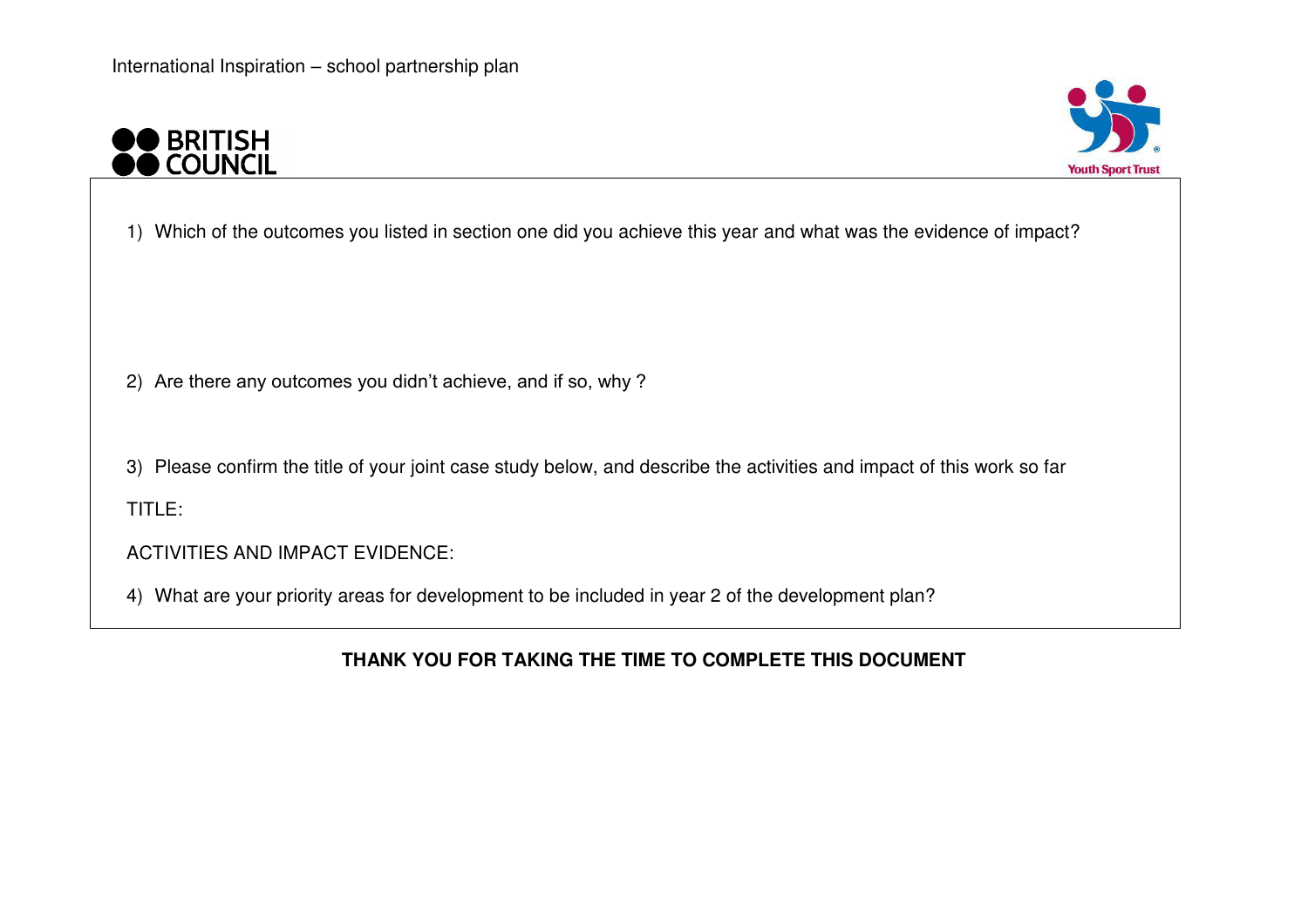1) Which of the outcomes you listed in section one did you achieve this year and what was the evidence of impact?

2) Are there any outcomes you didn't achieve, and if so, why ?

3) Please confirm the title of your joint case study below, and describe the activities and impact of this work so far

TITLE:

ACTIVITIES AND IMPACT EVIDENCE:

4) What are your priority areas for development to be included in year 2 of the development plan?

**THANK YOU FOR TAKING THE TIME TO COMPLETE THIS DOCUMENT**